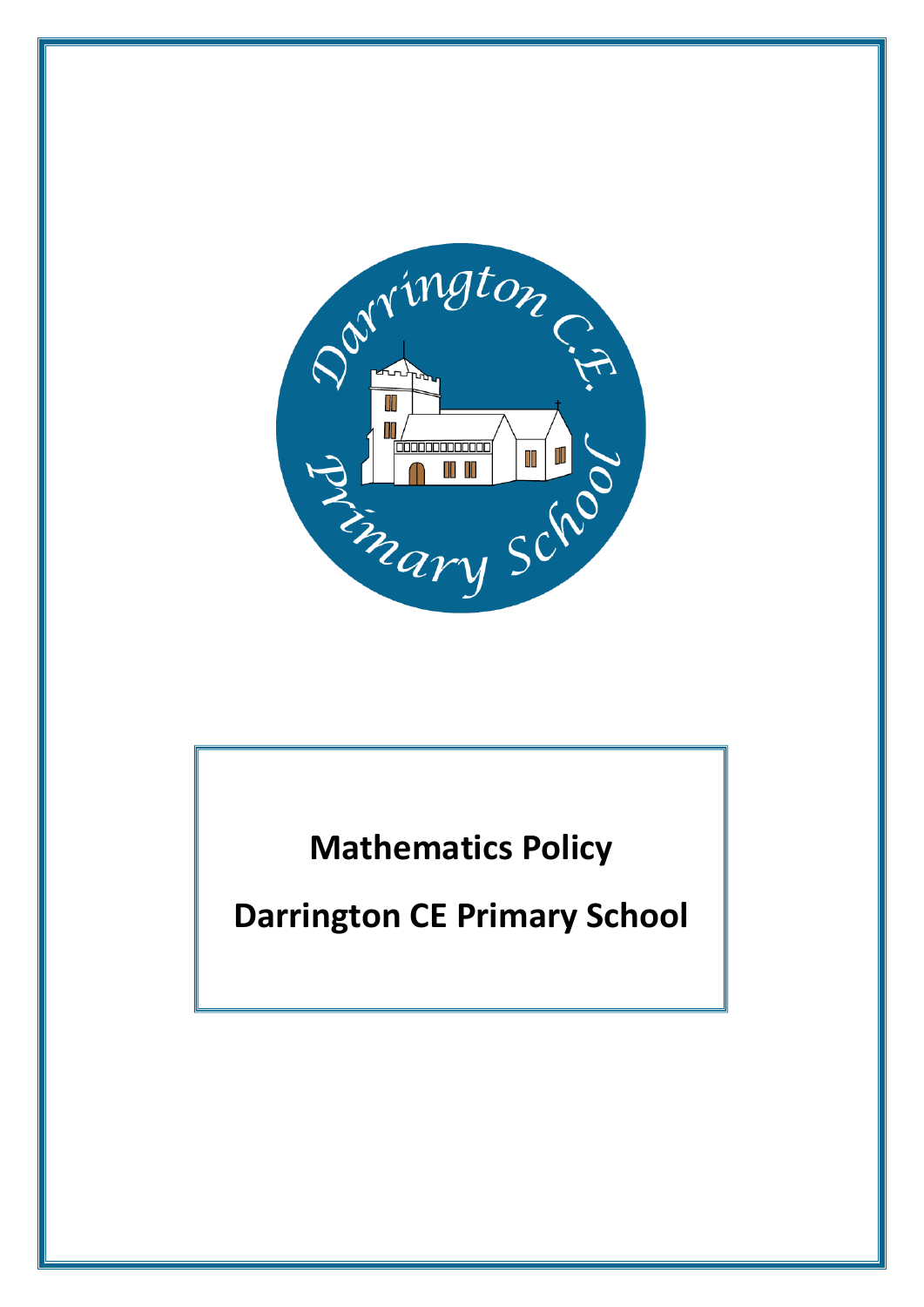# Mathematics Policy

# Darrington CE Primary School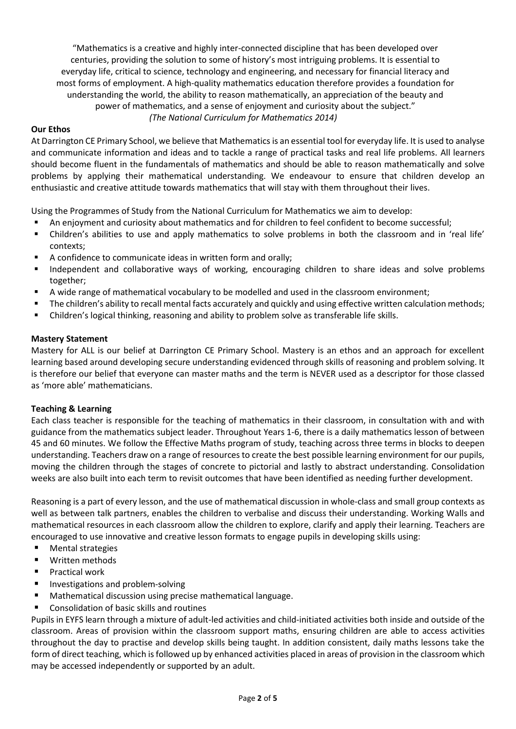"Mathematics is a creative and highly inter-connected discipline that has been developed over centuries, providing the solution to some of history's most intriguing problems. It is essential to everyday life, critical to science, technology and engineering, and necessary for financial literacy and most forms of employment. A high-quality mathematics education therefore provides a foundation for understanding the world, the ability to reason mathematically, an appreciation of the beauty and power of mathematics, and a sense of enjoyment and curiosity about the subject."
*(The National Curriculum for Mathematics 2014)*

**Our Ethos**

At Darrington CE Primary School, we believe that Mathematics is an essential tool for everyday life. It is used to analyse and communicate information and ideas and to tackle a range of practical tasks and real life problems. All learners should become fluent in the fundamentals of mathematics and should be able to reason mathematically and solve problems by applying their mathematical understanding. We endeavour to ensure that children develop an enthusiastic and creative attitude towards mathematics that will stay with them throughout their lives.

Using the Programmes of Study from the National Curriculum for Mathematics we aim to develop:

- An enjoyment and curiosity about mathematics and for children to feel confident to become successful;
- Children's abilities to use and apply mathematics to solve problems in both the classroom and in 'real life' contexts;
- A confidence to communicate ideas in written form and orally;
- Independent and collaborative ways of working, encouraging children to share ideas and solve problems together;
- A wide range of mathematical vocabulary to be modelled and used in the classroom environment;
- The children's ability to recall mental facts accurately and quickly and using effective written calculation methods;
- Children's logical thinking, reasoning and ability to problem solve as transferable life skills.

**Mastery Statement**

Mastery for ALL is our belief at Darrington CE Primary School. Mastery is an ethos and an approach for excellent learning based around developing secure understanding evidenced through skills of reasoning and problem solving. It is therefore our belief that everyone can master maths and the term is NEVER used as a descriptor for those classed as 'more able' mathematicians.

**Teaching & Learning**

Each class teacher is responsible for the teaching of mathematics in their classroom, in consultation with and with guidance from the mathematics subject leader. Throughout Years 1-6, there is a daily mathematics lesson of between 45 and 60 minutes. We follow the Effective Maths program of study, teaching across three terms in blocks to deepen understanding. Teachers draw on a range of resources to create the best possible learning environment for our pupils, moving the children through the stages of concrete to pictorial and lastly to abstract understanding. Consolidation weeks are also built into each term to revisit outcomes that have been identified as needing further development.

Reasoning is a part of every lesson, and the use of mathematical discussion in whole-class and small group contexts as well as between talk partners, enables the children to verbalise and discuss their understanding. Working Walls and mathematical resources in each classroom allow the children to explore, clarify and apply their learning. Teachers are encouraged to use innovative and creative lesson formats to engage pupils in developing skills using:

- Mental strategies
- Written methods
- Practical work
- Investigations and problem-solving
- Mathematical discussion using precise mathematical language.
- Consolidation of basic skills and routines

Pupils in EYFS learn through a mixture of adult-led activities and child-initiated activities both inside and outside of the classroom. Areas of provision within the classroom support maths, ensuring children are able to access activities throughout the day to practise and develop skills being taught. In addition consistent, daily maths lessons take the form of direct teaching, which is followed up by enhanced activities placed in areas of provision in the classroom which may be accessed independently or supported by an adult.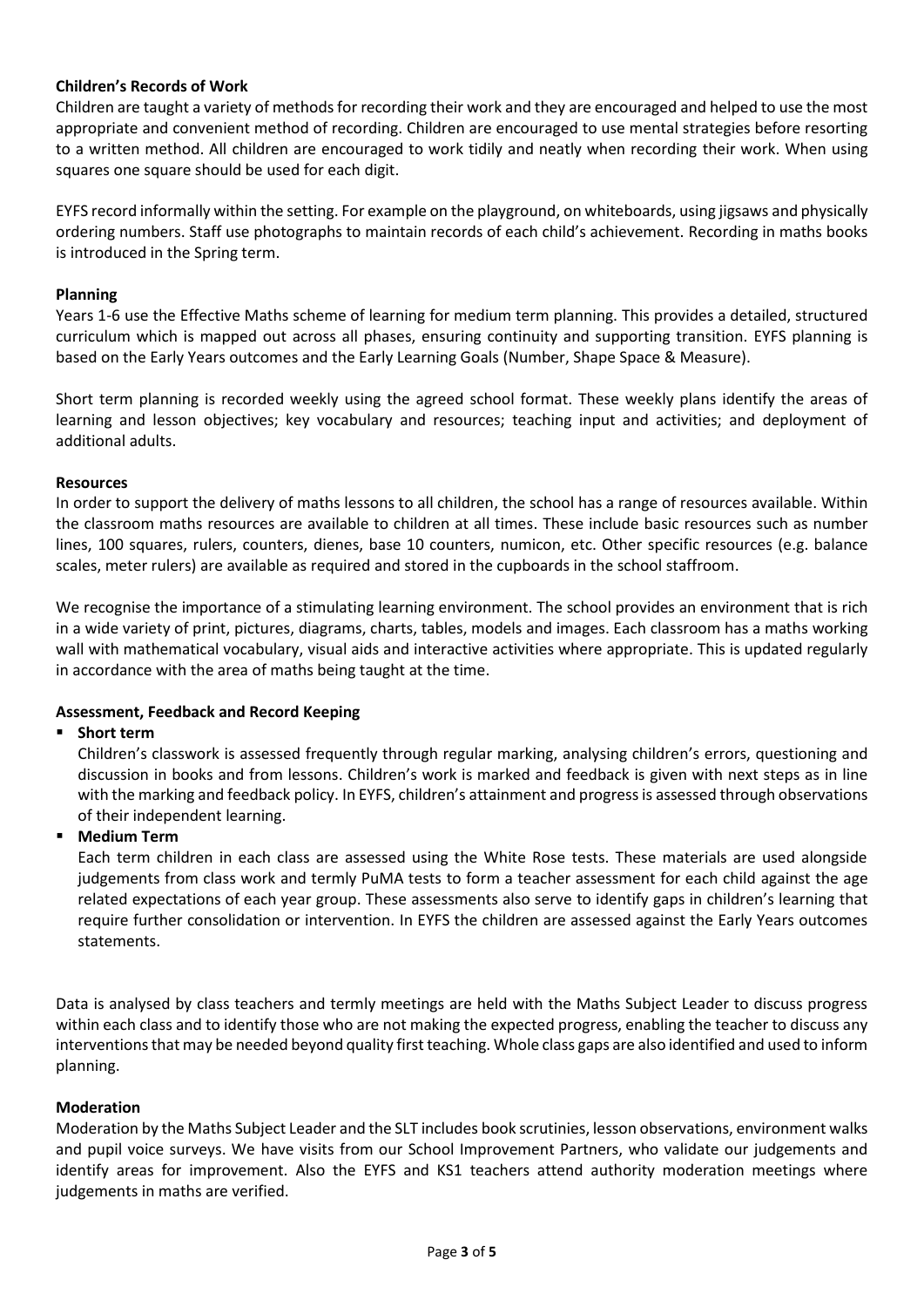**Children's Records of Work**

Children are taught a variety of methods for recording their work and they are encouraged and helped to use the most appropriate and convenient method of recording. Children are encouraged to use mental strategies before resorting to a written method. All children are encouraged to work tidily and neatly when recording their work. When using squares one square should be used for each digit.

EYFS record informally within the setting. For example on the playground, on whiteboards, using jigsaws and physically ordering numbers. Staff use photographs to maintain records of each child's achievement. Recording in maths books is introduced in the Spring term.

**Planning**

Years 1-6 use the Effective Maths scheme of learning for medium term planning. This provides a detailed, structured curriculum which is mapped out across all phases, ensuring continuity and supporting transition. EYFS planning is based on the Early Years outcomes and the Early Learning Goals (Number, Shape Space & Measure).

Short term planning is recorded weekly using the agreed school format. These weekly plans identify the areas of learning and lesson objectives; key vocabulary and resources; teaching input and activities; and deployment of additional adults.

**Resources**

In order to support the delivery of maths lessons to all children, the school has a range of resources available. Within the classroom maths resources are available to children at all times. These include basic resources such as number lines, 100 squares, rulers, counters, dienes, base 10 counters, numicon, etc. Other specific resources (e.g. balance scales, meter rulers) are available as required and stored in the cupboards in the school staffroom.

We recognise the importance of a stimulating learning environment. The school provides an environment that is rich in a wide variety of print, pictures, diagrams, charts, tables, models and images. Each classroom has a maths working wall with mathematical vocabulary, visual aids and interactive activities where appropriate. This is updated regularly in accordance with the area of maths being taught at the time.

**Assessment, Feedback and Record Keeping**

- **Short term**
  Children's classwork is assessed frequently through regular marking, analysing children's errors, questioning and discussion in books and from lessons. Children's work is marked and feedback is given with next steps as in line with the marking and feedback policy. In EYFS, children's attainment and progress is assessed through observations of their independent learning.
- **Medium Term**
  Each term children in each class are assessed using the White Rose tests. These materials are used alongside judgements from class work and termly PuMA tests to form a teacher assessment for each child against the age related expectations of each year group. These assessments also serve to identify gaps in children's learning that require further consolidation or intervention. In EYFS the children are assessed against the Early Years outcomes statements.

Data is analysed by class teachers and termly meetings are held with the Maths Subject Leader to discuss progress within each class and to identify those who are not making the expected progress, enabling the teacher to discuss any interventions that may be needed beyond quality first teaching. Whole class gaps are also identified and used to inform planning.

**Moderation**

Moderation by the Maths Subject Leader and the SLT includes book scrutinies, lesson observations, environment walks and pupil voice surveys. We have visits from our School Improvement Partners, who validate our judgements and identify areas for improvement. Also the EYFS and KS1 teachers attend authority moderation meetings where judgements in maths are verified.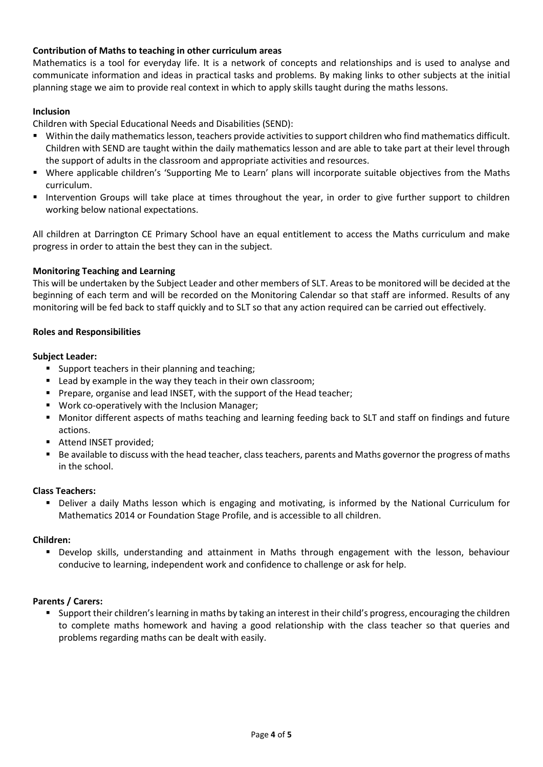**Contribution of Maths to teaching in other curriculum areas**

Mathematics is a tool for everyday life. It is a network of concepts and relationships and is used to analyse and communicate information and ideas in practical tasks and problems. By making links to other subjects at the initial planning stage we aim to provide real context in which to apply skills taught during the maths lessons.

**Inclusion**

Children with Special Educational Needs and Disabilities (SEND):

- Within the daily mathematics lesson, teachers provide activities to support children who find mathematics difficult. Children with SEND are taught within the daily mathematics lesson and are able to take part at their level through the support of adults in the classroom and appropriate activities and resources.
- Where applicable children's 'Supporting Me to Learn' plans will incorporate suitable objectives from the Maths curriculum.
- Intervention Groups will take place at times throughout the year, in order to give further support to children working below national expectations.

All children at Darrington CE Primary School have an equal entitlement to access the Maths curriculum and make progress in order to attain the best they can in the subject.

**Monitoring Teaching and Learning**

This will be undertaken by the Subject Leader and other members of SLT. Areas to be monitored will be decided at the beginning of each term and will be recorded on the Monitoring Calendar so that staff are informed. Results of any monitoring will be fed back to staff quickly and to SLT so that any action required can be carried out effectively.

**Roles and Responsibilities**

**Subject Leader:**

- Support teachers in their planning and teaching;
- Lead by example in the way they teach in their own classroom;
- Prepare, organise and lead INSET, with the support of the Head teacher;
- Work co-operatively with the Inclusion Manager;
- Monitor different aspects of maths teaching and learning feeding back to SLT and staff on findings and future actions.
- Attend INSET provided;
- Be available to discuss with the head teacher, class teachers, parents and Maths governor the progress of maths in the school.

**Class Teachers:**

- Deliver a daily Maths lesson which is engaging and motivating, is informed by the National Curriculum for Mathematics 2014 or Foundation Stage Profile, and is accessible to all children.

**Children:**

- Develop skills, understanding and attainment in Maths through engagement with the lesson, behaviour conducive to learning, independent work and confidence to challenge or ask for help.

**Parents / Carers:**

- Support their children's learning in maths by taking an interest in their child's progress, encouraging the children to complete maths homework and having a good relationship with the class teacher so that queries and problems regarding maths can be dealt with easily.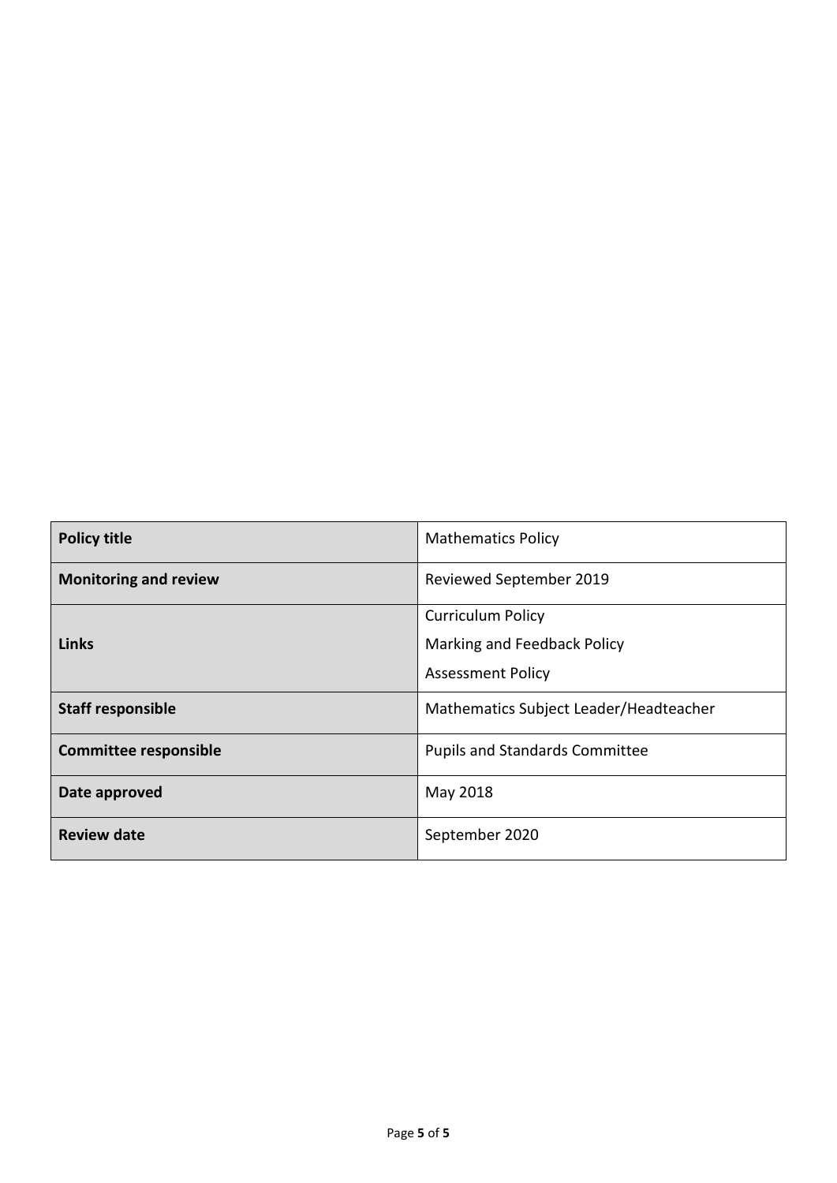| | |
|---|---|
| **Policy title** | Mathematics Policy |
| **Monitoring and review** | Reviewed September 2019 |
| **Links** | Curriculum Policy<br>Marking and Feedback Policy<br>Assessment Policy |
| **Staff responsible** | Mathematics Subject Leader/Headteacher |
| **Committee responsible** | Pupils and Standards Committee |
| **Date approved** | May 2018 |
| **Review date** | September 2020 |